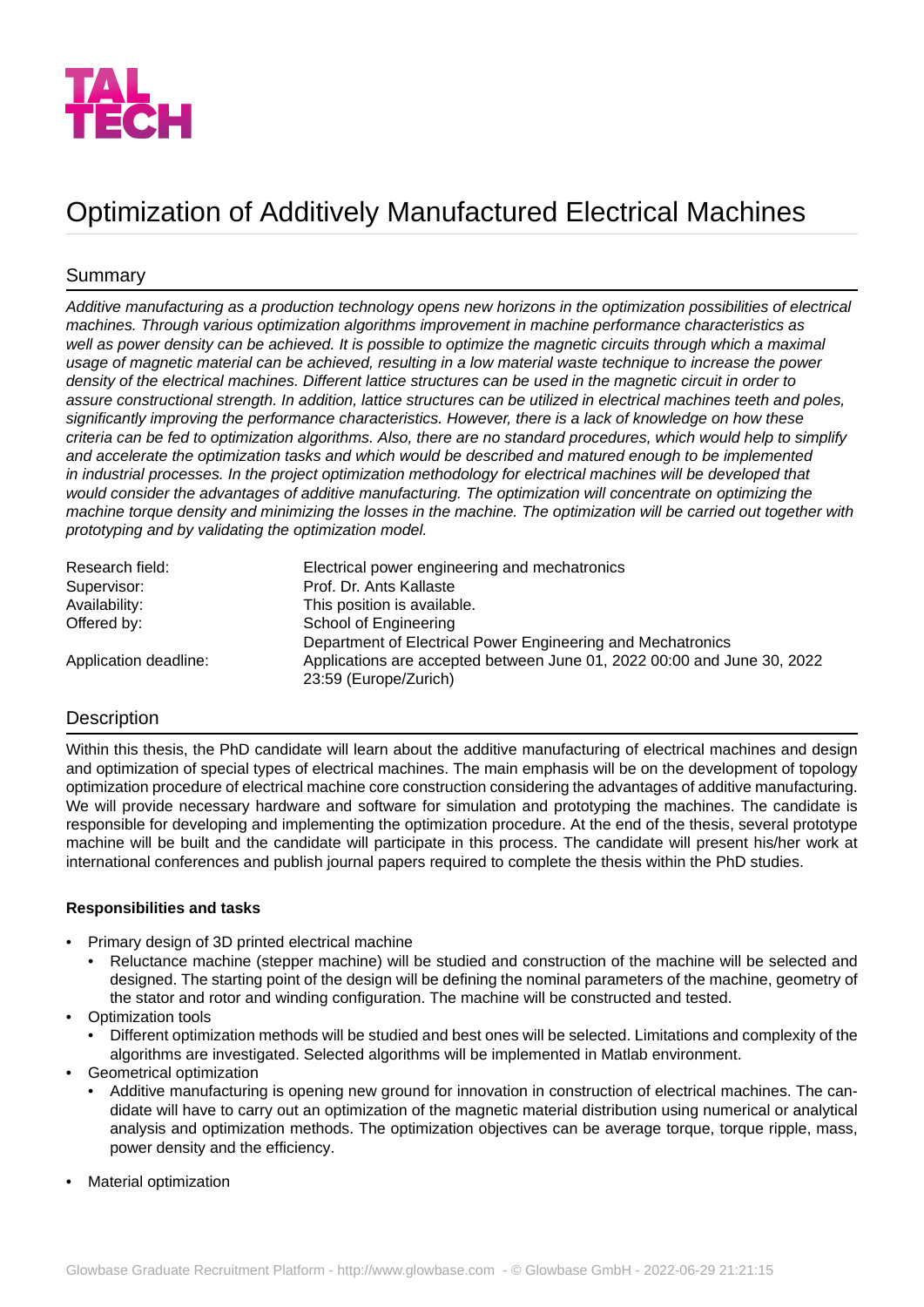# Optimization of Additively Manufactured Electrical Machines

## Summary

*Additive manufacturing as a production technology opens new horizons in the optimization possibilities of electrical machines. Through various optimization algorithms improvement in machine performance characteristics as well as power density can be achieved. It is possible to optimize the magnetic circuits through which a maximal usage of magnetic material can be achieved, resulting in a low material waste technique to increase the power density of the electrical machines. Different lattice structures can be used in the magnetic circuit in order to assure constructional strength. In addition, lattice structures can be utilized in electrical machines teeth and poles, significantly improving the performance characteristics. However, there is a lack of knowledge on how these criteria can be fed to optimization algorithms. Also, there are no standard procedures, which would help to simplify and accelerate the optimization tasks and which would be described and matured enough to be implemented in industrial processes. In the project optimization methodology for electrical machines will be developed that would consider the advantages of additive manufacturing. The optimization will concentrate on optimizing the machine torque density and minimizing the losses in the machine. The optimization will be carried out together with prototyping and by validating the optimization model.*

| | |
|---|---|
| Research field: | Electrical power engineering and mechatronics |
| Supervisor: | Prof. Dr. Ants Kallaste |
| Availability: | This position is available. |
| Offered by: | School of Engineering<br>Department of Electrical Power Engineering and Mechatronics |
| Application deadline: | Applications are accepted between June 01, 2022 00:00 and June 30, 2022 23:59 (Europe/Zurich) |

## Description

Within this thesis, the PhD candidate will learn about the additive manufacturing of electrical machines and design and optimization of special types of electrical machines. The main emphasis will be on the development of topology optimization procedure of electrical machine core construction considering the advantages of additive manufacturing. We will provide necessary hardware and software for simulation and prototyping the machines. The candidate is responsible for developing and implementing the optimization procedure. At the end of the thesis, several prototype machine will be built and the candidate will participate in this process. The candidate will present his/her work at international conferences and publish journal papers required to complete the thesis within the PhD studies.

**Responsibilities and tasks**

- Primary design of 3D printed electrical machine
  - Reluctance machine (stepper machine) will be studied and construction of the machine will be selected and designed. The starting point of the design will be defining the nominal parameters of the machine, geometry of the stator and rotor and winding configuration. The machine will be constructed and tested.
- Optimization tools
  - Different optimization methods will be studied and best ones will be selected. Limitations and complexity of the algorithms are investigated. Selected algorithms will be implemented in Matlab environment.
- Geometrical optimization
  - Additive manufacturing is opening new ground for innovation in construction of electrical machines. The candidate will have to carry out an optimization of the magnetic material distribution using numerical or analytical analysis and optimization methods. The optimization objectives can be average torque, torque ripple, mass, power density and the efficiency.
- Material optimization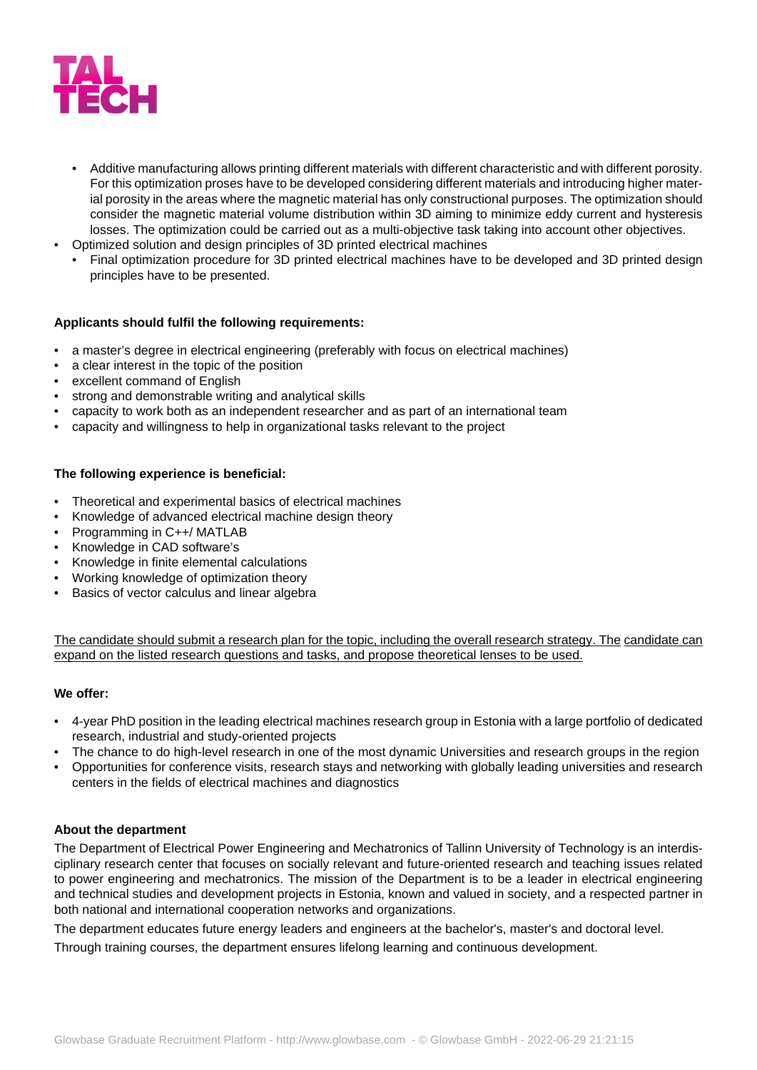- Additive manufacturing allows printing different materials with different characteristic and with different porosity. For this optimization proses have to be developed considering different materials and introducing higher material porosity in the areas where the magnetic material has only constructional purposes. The optimization should consider the magnetic material volume distribution within 3D aiming to minimize eddy current and hysteresis losses. The optimization could be carried out as a multi-objective task taking into account other objectives.
- Optimized solution and design principles of 3D printed electrical machines
  - Final optimization procedure for 3D printed electrical machines have to be developed and 3D printed design principles have to be presented.

**Applicants should fulfil the following requirements:**

- a master's degree in electrical engineering (preferably with focus on electrical machines)
- a clear interest in the topic of the position
- excellent command of English
- strong and demonstrable writing and analytical skills
- capacity to work both as an independent researcher and as part of an international team
- capacity and willingness to help in organizational tasks relevant to the project

**The following experience is beneficial:**

- Theoretical and experimental basics of electrical machines
- Knowledge of advanced electrical machine design theory
- Programming in C++/ MATLAB
- Knowledge in CAD software's
- Knowledge in finite elemental calculations
- Working knowledge of optimization theory
- Basics of vector calculus and linear algebra

<u>The candidate should submit a research plan for the topic, including the overall research strategy. The candidate can expand on the listed research questions and tasks, and propose theoretical lenses to be used.</u>

**We offer:**

- 4-year PhD position in the leading electrical machines research group in Estonia with a large portfolio of dedicated research, industrial and study-oriented projects
- The chance to do high-level research in one of the most dynamic Universities and research groups in the region
- Opportunities for conference visits, research stays and networking with globally leading universities and research centers in the fields of electrical machines and diagnostics

**About the department**

The Department of Electrical Power Engineering and Mechatronics of Tallinn University of Technology is an interdisciplinary research center that focuses on socially relevant and future-oriented research and teaching issues related to power engineering and mechatronics. The mission of the Department is to be a leader in electrical engineering and technical studies and development projects in Estonia, known and valued in society, and a respected partner in both national and international cooperation networks and organizations.

The department educates future energy leaders and engineers at the bachelor's, master's and doctoral level.

Through training courses, the department ensures lifelong learning and continuous development.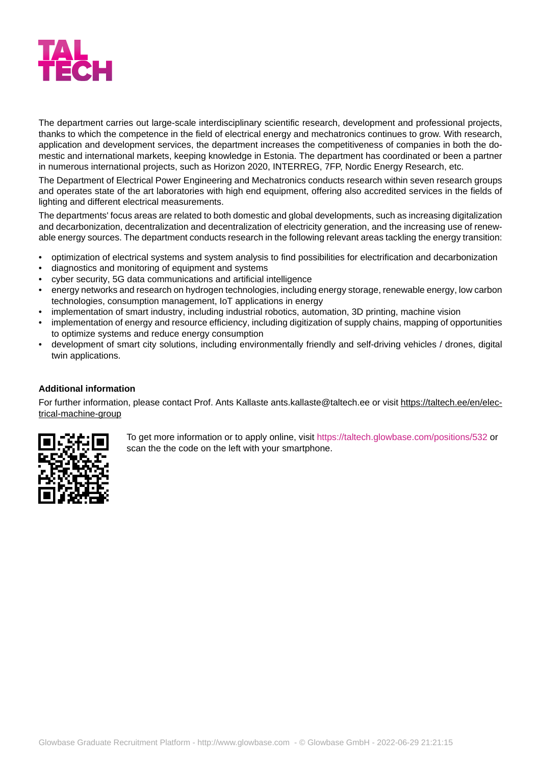The department carries out large-scale interdisciplinary scientific research, development and professional projects, thanks to which the competence in the field of electrical energy and mechatronics continues to grow. With research, application and development services, the department increases the competitiveness of companies in both the domestic and international markets, keeping knowledge in Estonia. The department has coordinated or been a partner in numerous international projects, such as Horizon 2020, INTERREG, 7FP, Nordic Energy Research, etc.

The Department of Electrical Power Engineering and Mechatronics conducts research within seven research groups and operates state of the art laboratories with high end equipment, offering also accredited services in the fields of lighting and different electrical measurements.

The departments' focus areas are related to both domestic and global developments, such as increasing digitalization and decarbonization, decentralization and decentralization of electricity generation, and the increasing use of renewable energy sources. The department conducts research in the following relevant areas tackling the energy transition:

- optimization of electrical systems and system analysis to find possibilities for electrification and decarbonization
- diagnostics and monitoring of equipment and systems
- cyber security, 5G data communications and artificial intelligence
- energy networks and research on hydrogen technologies, including energy storage, renewable energy, low carbon technologies, consumption management, IoT applications in energy
- implementation of smart industry, including industrial robotics, automation, 3D printing, machine vision
- implementation of energy and resource efficiency, including digitization of supply chains, mapping of opportunities to optimize systems and reduce energy consumption
- development of smart city solutions, including environmentally friendly and self-driving vehicles / drones, digital twin applications.

**Additional information**

For further information, please contact Prof. Ants Kallaste ants.kallaste@taltech.ee or visit https://taltech.ee/en/electrical-machine-group

To get more information or to apply online, visit https://taltech.glowbase.com/positions/532 or scan the the code on the left with your smartphone.

Glowbase Graduate Recruitment Platform - http://www.glowbase.com - © Glowbase GmbH - 2022-06-29 21:21:15